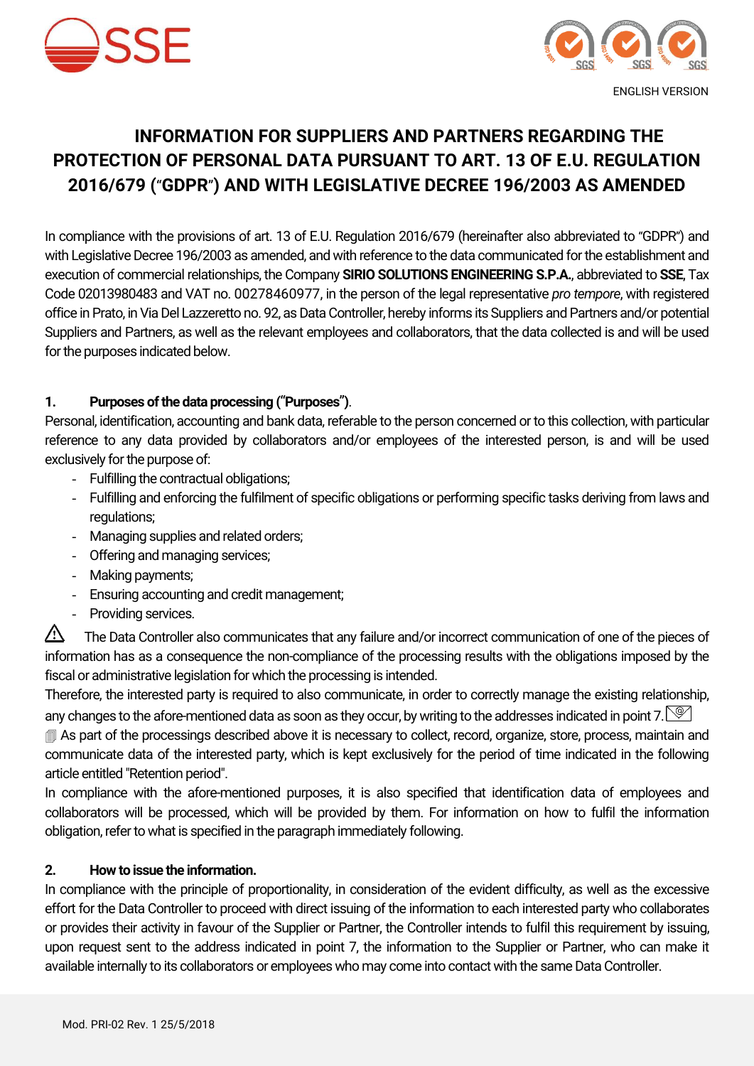ENGLISH VERSION

# INFORMATION FOR SUPPLIERS AND PARTNERS REGARDING THE PROTECTION OF PERSONAL DATA PURSUANT TO ART. 13 OF E.U. REGULATION 2016/679 ("GDPR") AND WITH LEGISLATIVE DECREE 196/2003 AS AMENDED

In compliance with the provisions of art. 13 of E.U. Regulation 2016/679 (hereinafter also abbreviated to "GDPR") and with Legislative Decree 196/2003 as amended, and with reference to the data communicated for the establishment and execution of commercial relationships, the Company **SIRIO SOLUTIONS ENGINEERING S.P.A.**, abbreviated to **SSE**, Tax Code 02013980483 and VAT no. 00278460977, in the person of the legal representative *pro tempore*, with registered office in Prato, in Via Del Lazzeretto no. 92, as Data Controller, hereby informs its Suppliers and Partners and/or potential Suppliers and Partners, as well as the relevant employees and collaborators, that the data collected is and will be used for the purposes indicated below.

## 1. Purposes of the data processing ("Purposes").

Personal, identification, accounting and bank data, referable to the person concerned or to this collection, with particular reference to any data provided by collaborators and/or employees of the interested person, is and will be used exclusively for the purpose of:

- Fulfilling the contractual obligations;
- Fulfilling and enforcing the fulfilment of specific obligations or performing specific tasks deriving from laws and regulations;
- Managing supplies and related orders;
- Offering and managing services;
- Making payments;
- Ensuring accounting and credit management;
- Providing services.

⚠ The Data Controller also communicates that any failure and/or incorrect communication of one of the pieces of information has as a consequence the non-compliance of the processing results with the obligations imposed by the fiscal or administrative legislation for which the processing is intended.

Therefore, the interested party is required to also communicate, in order to correctly manage the existing relationship, any changes to the afore-mentioned data as soon as they occur, by writing to the addresses indicated in point 7.

As part of the processings described above it is necessary to collect, record, organize, store, process, maintain and communicate data of the interested party, which is kept exclusively for the period of time indicated in the following article entitled "Retention period".

In compliance with the afore-mentioned purposes, it is also specified that identification data of employees and collaborators will be processed, which will be provided by them. For information on how to fulfil the information obligation, refer to what is specified in the paragraph immediately following.

## 2. How to issue the information.

In compliance with the principle of proportionality, in consideration of the evident difficulty, as well as the excessive effort for the Data Controller to proceed with direct issuing of the information to each interested party who collaborates or provides their activity in favour of the Supplier or Partner, the Controller intends to fulfil this requirement by issuing, upon request sent to the address indicated in point 7, the information to the Supplier or Partner, who can make it available internally to its collaborators or employees who may come into contact with the same Data Controller.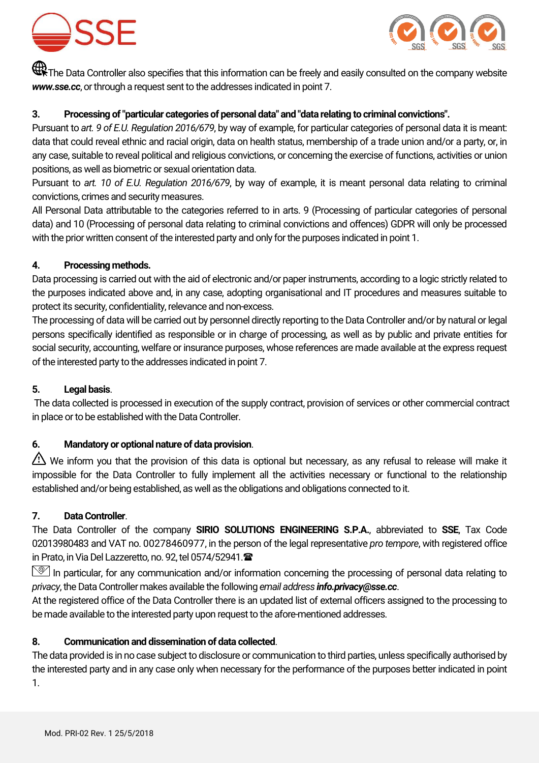The Data Controller also specifies that this information can be freely and easily consulted on the company website ***www.sse.cc***, or through a request sent to the addresses indicated in point 7.

### 3. Processing of "particular categories of personal data" and "data relating to criminal convictions".

Pursuant to *art. 9 of E.U. Regulation 2016/679*, by way of example, for particular categories of personal data it is meant: data that could reveal ethnic and racial origin, data on health status, membership of a trade union and/or a party, or, in any case, suitable to reveal political and religious convictions, or concerning the exercise of functions, activities or union positions, as well as biometric or sexual orientation data.

Pursuant to *art. 10 of E.U. Regulation 2016/679*, by way of example, it is meant personal data relating to criminal convictions, crimes and security measures.

All Personal Data attributable to the categories referred to in arts. 9 (Processing of particular categories of personal data) and 10 (Processing of personal data relating to criminal convictions and offences) GDPR will only be processed with the prior written consent of the interested party and only for the purposes indicated in point 1.

### 4. Processing methods.

Data processing is carried out with the aid of electronic and/or paper instruments, according to a logic strictly related to the purposes indicated above and, in any case, adopting organisational and IT procedures and measures suitable to protect its security, confidentiality, relevance and non-excess.

The processing of data will be carried out by personnel directly reporting to the Data Controller and/or by natural or legal persons specifically identified as responsible or in charge of processing, as well as by public and private entities for social security, accounting, welfare or insurance purposes, whose references are made available at the express request of the interested party to the addresses indicated in point 7.

### 5. Legal basis.

The data collected is processed in execution of the supply contract, provision of services or other commercial contract in place or to be established with the Data Controller.

### 6. Mandatory or optional nature of data provision.

⚠ We inform you that the provision of this data is optional but necessary, as any refusal to release will make it impossible for the Data Controller to fully implement all the activities necessary or functional to the relationship established and/or being established, as well as the obligations and obligations connected to it.

### 7. Data Controller.

The Data Controller of the company **SIRIO SOLUTIONS ENGINEERING S.P.A.**, abbreviated to **SSE**, Tax Code 02013980483 and VAT no. 00278460977, in the person of the legal representative *pro tempore*, with registered office in Prato, in Via Del Lazzeretto, no. 92, tel 0574/52941.☎

In particular, for any communication and/or information concerning the processing of personal data relating to *privacy*, the Data Controller makes available the following *email address* ***info.privacy@sse.cc***.

At the registered office of the Data Controller there is an updated list of external officers assigned to the processing to be made available to the interested party upon request to the afore-mentioned addresses.

### 8. Communication and dissemination of data collected.

The data provided is in no case subject to disclosure or communication to third parties, unless specifically authorised by the interested party and in any case only when necessary for the performance of the purposes better indicated in point 1.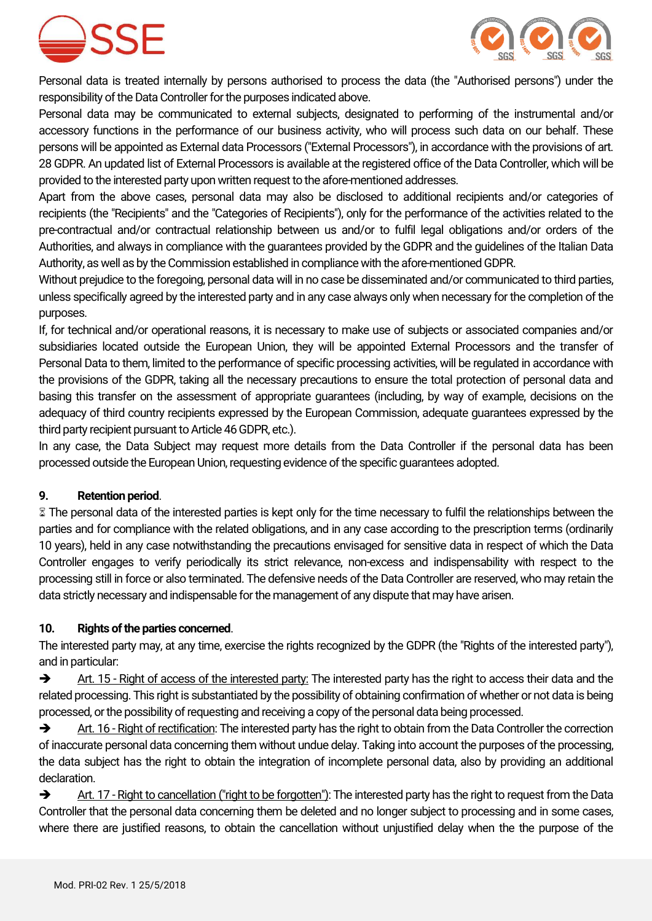Personal data is treated internally by persons authorised to process the data (the "Authorised persons") under the responsibility of the Data Controller for the purposes indicated above.

Personal data may be communicated to external subjects, designated to performing of the instrumental and/or accessory functions in the performance of our business activity, who will process such data on our behalf. These persons will be appointed as External data Processors ("External Processors"), in accordance with the provisions of art. 28 GDPR. An updated list of External Processors is available at the registered office of the Data Controller, which will be provided to the interested party upon written request to the afore-mentioned addresses.

Apart from the above cases, personal data may also be disclosed to additional recipients and/or categories of recipients (the "Recipients" and the "Categories of Recipients"), only for the performance of the activities related to the pre-contractual and/or contractual relationship between us and/or to fulfil legal obligations and/or orders of the Authorities, and always in compliance with the guarantees provided by the GDPR and the guidelines of the Italian Data Authority, as well as by the Commission established in compliance with the afore-mentioned GDPR.

Without prejudice to the foregoing, personal data will in no case be disseminated and/or communicated to third parties, unless specifically agreed by the interested party and in any case always only when necessary for the completion of the purposes.

If, for technical and/or operational reasons, it is necessary to make use of subjects or associated companies and/or subsidiaries located outside the European Union, they will be appointed External Processors and the transfer of Personal Data to them, limited to the performance of specific processing activities, will be regulated in accordance with the provisions of the GDPR, taking all the necessary precautions to ensure the total protection of personal data and basing this transfer on the assessment of appropriate guarantees (including, by way of example, decisions on the adequacy of third country recipients expressed by the European Commission, adequate guarantees expressed by the third party recipient pursuant to Article 46 GDPR, etc.).

In any case, the Data Subject may request more details from the Data Controller if the personal data has been processed outside the European Union, requesting evidence of the specific guarantees adopted.

### 9. Retention period.

⌛ The personal data of the interested parties is kept only for the time necessary to fulfil the relationships between the parties and for compliance with the related obligations, and in any case according to the prescription terms (ordinarily 10 years), held in any case notwithstanding the precautions envisaged for sensitive data in respect of which the Data Controller engages to verify periodically its strict relevance, non-excess and indispensability with respect to the processing still in force or also terminated. The defensive needs of the Data Controller are reserved, who may retain the data strictly necessary and indispensable for the management of any dispute that may have arisen.

### 10. Rights of the parties concerned.

The interested party may, at any time, exercise the rights recognized by the GDPR (the "Rights of the interested party"), and in particular:

➔ Art. 15 - Right of access of the interested party: The interested party has the right to access their data and the related processing. This right is substantiated by the possibility of obtaining confirmation of whether or not data is being processed, or the possibility of requesting and receiving a copy of the personal data being processed.

➔ Art. 16 - Right of rectification: The interested party has the right to obtain from the Data Controller the correction of inaccurate personal data concerning them without undue delay. Taking into account the purposes of the processing, the data subject has the right to obtain the integration of incomplete personal data, also by providing an additional declaration.

➔ Art. 17 - Right to cancellation ("right to be forgotten"): The interested party has the right to request from the Data Controller that the personal data concerning them be deleted and no longer subject to processing and in some cases, where there are justified reasons, to obtain the cancellation without unjustified delay when the the purpose of the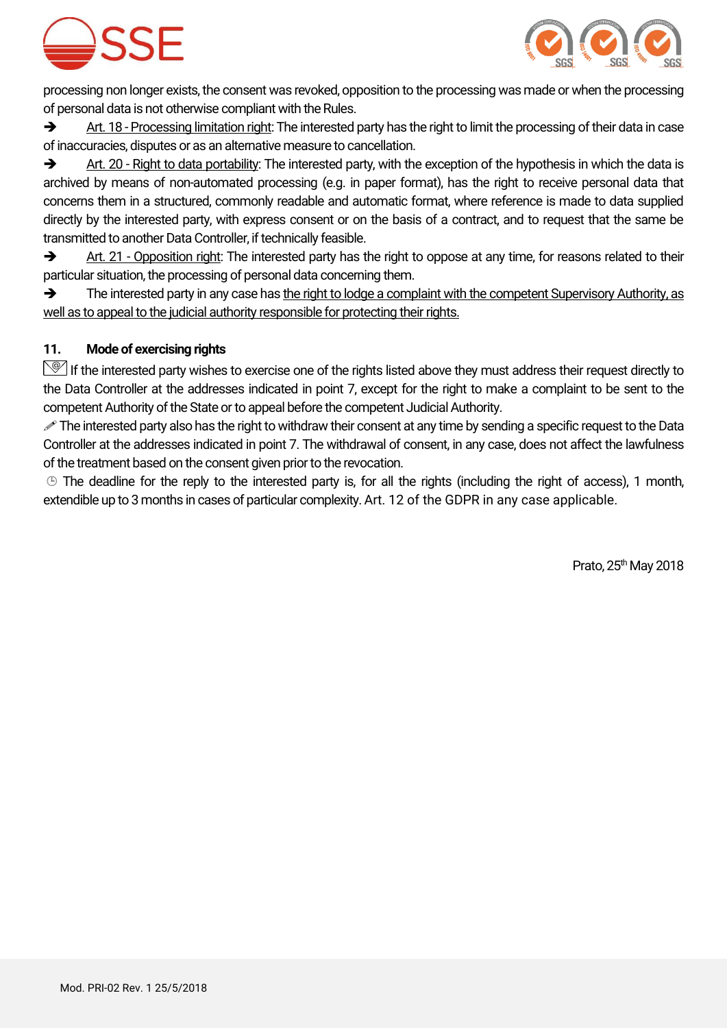processing non longer exists, the consent was revoked, opposition to the processing was made or when the processing of personal data is not otherwise compliant with the Rules.

➔ Art. 18 - Processing limitation right: The interested party has the right to limit the processing of their data in case of inaccuracies, disputes or as an alternative measure to cancellation.

➔ Art. 20 - Right to data portability: The interested party, with the exception of the hypothesis in which the data is archived by means of non-automated processing (e.g. in paper format), has the right to receive personal data that concerns them in a structured, commonly readable and automatic format, where reference is made to data supplied directly by the interested party, with express consent or on the basis of a contract, and to request that the same be transmitted to another Data Controller, if technically feasible.

➔ Art. 21 - Opposition right: The interested party has the right to oppose at any time, for reasons related to their particular situation, the processing of personal data concerning them.

➔ The interested party in any case has the right to lodge a complaint with the competent Supervisory Authority, as well as to appeal to the judicial authority responsible for protecting their rights.

## 11. Mode of exercising rights

If the interested party wishes to exercise one of the rights listed above they must address their request directly to the Data Controller at the addresses indicated in point 7, except for the right to make a complaint to be sent to the competent Authority of the State or to appeal before the competent Judicial Authority.

The interested party also has the right to withdraw their consent at any time by sending a specific request to the Data Controller at the addresses indicated in point 7. The withdrawal of consent, in any case, does not affect the lawfulness of the treatment based on the consent given prior to the revocation.

The deadline for the reply to the interested party is, for all the rights (including the right of access), 1 month, extendible up to 3 months in cases of particular complexity. Art. 12 of the GDPR in any case applicable.

Prato, 25th May 2018

Mod. PRI-02 Rev. 1 25/5/2018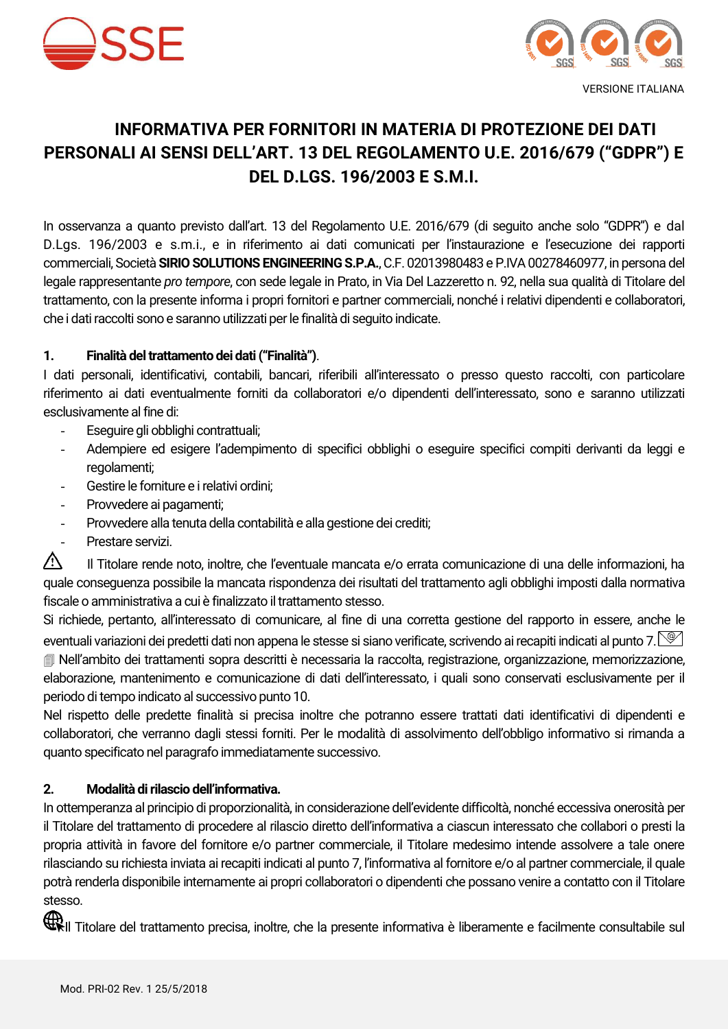VERSIONE ITALIANA

# INFORMATIVA PER FORNITORI IN MATERIA DI PROTEZIONE DEI DATI PERSONALI AI SENSI DELL'ART. 13 DEL REGOLAMENTO U.E. 2016/679 ("GDPR") E DEL D.LGS. 196/2003 E S.M.I.

In osservanza a quanto previsto dall'art. 13 del Regolamento U.E. 2016/679 (di seguito anche solo "GDPR") e dal D.Lgs. 196/2003 e s.m.i., e in riferimento ai dati comunicati per l'instaurazione e l'esecuzione dei rapporti commerciali, Società **SIRIO SOLUTIONS ENGINEERING S.P.A.**, C.F. 02013980483 e P.IVA 00278460977, in persona del legale rappresentante *pro tempore*, con sede legale in Prato, in Via Del Lazzeretto n. 92, nella sua qualità di Titolare del trattamento, con la presente informa i propri fornitori e partner commerciali, nonché i relativi dipendenti e collaboratori, che i dati raccolti sono e saranno utilizzati per le finalità di seguito indicate.

## 1. Finalità del trattamento dei dati ("Finalità").

I dati personali, identificativi, contabili, bancari, riferibili all'interessato o presso questo raccolti, con particolare riferimento ai dati eventualmente forniti da collaboratori e/o dipendenti dell'interessato, sono e saranno utilizzati esclusivamente al fine di:

- Eseguire gli obblighi contrattuali;
- Adempiere ed esigere l'adempimento di specifici obblighi o eseguire specifici compiti derivanti da leggi e regolamenti;
- Gestire le forniture e i relativi ordini;
- Provvedere ai pagamenti;
- Provvedere alla tenuta della contabilità e alla gestione dei crediti;
- Prestare servizi.

⚠ Il Titolare rende noto, inoltre, che l'eventuale mancata e/o errata comunicazione di una delle informazioni, ha quale conseguenza possibile la mancata rispondenza dei risultati del trattamento agli obblighi imposti dalla normativa fiscale o amministrativa a cui è finalizzato il trattamento stesso.

Si richiede, pertanto, all'interessato di comunicare, al fine di una corretta gestione del rapporto in essere, anche le eventuali variazioni dei predetti dati non appena le stesse si siano verificate, scrivendo ai recapiti indicati al punto 7.

Nell'ambito dei trattamenti sopra descritti è necessaria la raccolta, registrazione, organizzazione, memorizzazione, elaborazione, mantenimento e comunicazione di dati dell'interessato, i quali sono conservati esclusivamente per il periodo di tempo indicato al successivo punto 10.

Nel rispetto delle predette finalità si precisa inoltre che potranno essere trattati dati identificativi di dipendenti e collaboratori, che verranno dagli stessi forniti. Per le modalità di assolvimento dell'obbligo informativo si rimanda a quanto specificato nel paragrafo immediatamente successivo.

## 2. Modalità di rilascio dell'informativa.

In ottemperanza al principio di proporzionalità, in considerazione dell'evidente difficoltà, nonché eccessiva onerosità per il Titolare del trattamento di procedere al rilascio diretto dell'informativa a ciascun interessato che collabori o presti la propria attività in favore del fornitore e/o partner commerciale, il Titolare medesimo intende assolvere a tale onere rilasciando su richiesta inviata ai recapiti indicati al punto 7, l'informativa al fornitore e/o al partner commerciale, il quale potrà renderla disponibile internamente ai propri collaboratori o dipendenti che possano venire a contatto con il Titolare stesso.

Il Titolare del trattamento precisa, inoltre, che la presente informativa è liberamente e facilmente consultabile sul

Mod. PRI-02 Rev. 1 25/5/2018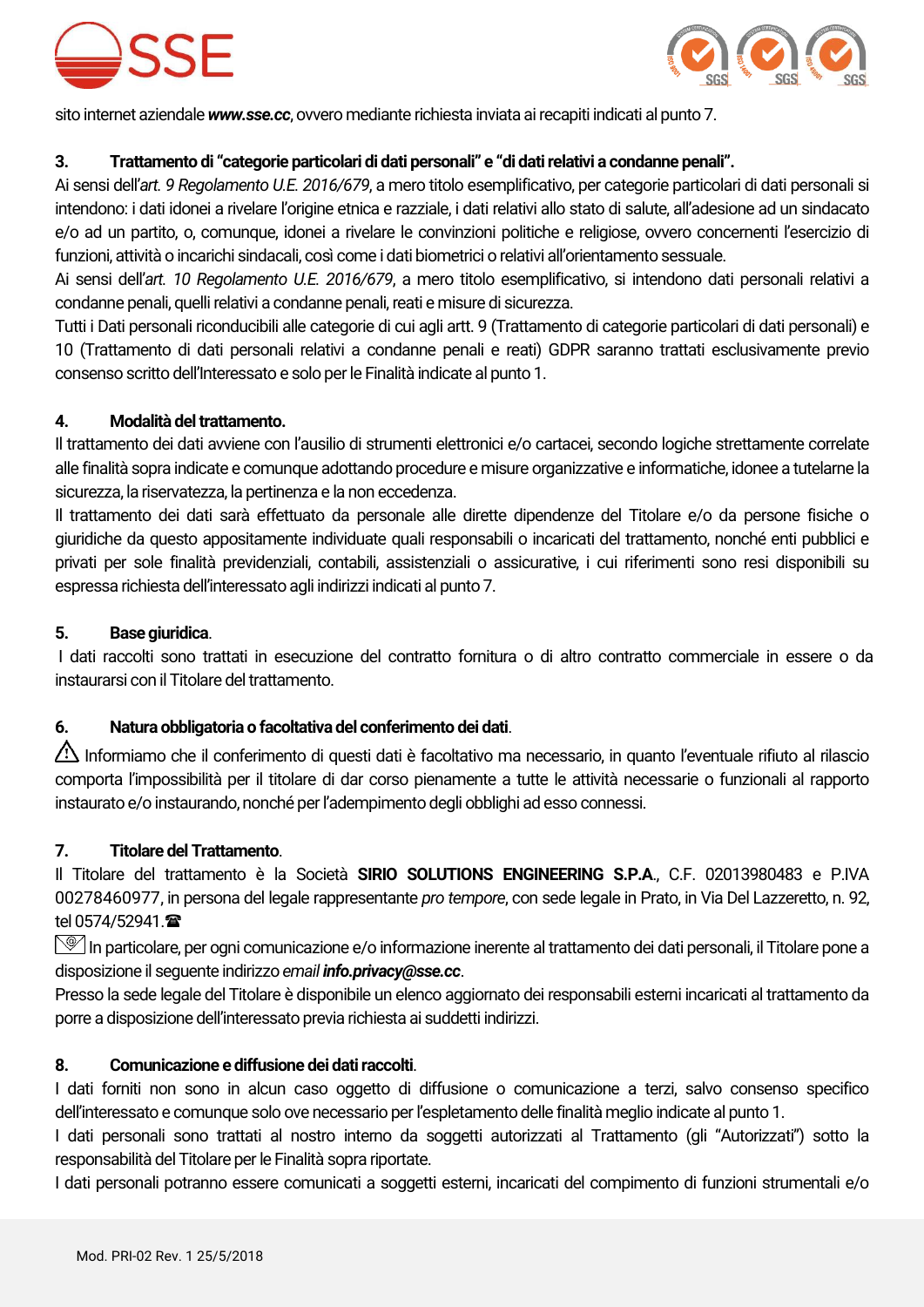sito internet aziendale ***www.sse.cc***, ovvero mediante richiesta inviata ai recapiti indicati al punto 7.

### 3. Trattamento di "categorie particolari di dati personali" e "di dati relativi a condanne penali".

Ai sensi dell'*art. 9 Regolamento U.E. 2016/679*, a mero titolo esemplificativo, per categorie particolari di dati personali si intendono: i dati idonei a rivelare l'origine etnica e razziale, i dati relativi allo stato di salute, all'adesione ad un sindacato e/o ad un partito, o, comunque, idonei a rivelare le convinzioni politiche e religiose, ovvero concernenti l'esercizio di funzioni, attività o incarichi sindacali, così come i dati biometrici o relativi all'orientamento sessuale.

Ai sensi dell'*art. 10 Regolamento U.E. 2016/679*, a mero titolo esemplificativo, si intendono dati personali relativi a condanne penali, quelli relativi a condanne penali, reati e misure di sicurezza.

Tutti i Dati personali riconducibili alle categorie di cui agli artt. 9 (Trattamento di categorie particolari di dati personali) e 10 (Trattamento di dati personali relativi a condanne penali e reati) GDPR saranno trattati esclusivamente previo consenso scritto dell'Interessato e solo per le Finalità indicate al punto 1.

### 4. Modalità del trattamento.

Il trattamento dei dati avviene con l'ausilio di strumenti elettronici e/o cartacei, secondo logiche strettamente correlate alle finalità sopra indicate e comunque adottando procedure e misure organizzative e informatiche, idonee a tutelarne la sicurezza, la riservatezza, la pertinenza e la non eccedenza.

Il trattamento dei dati sarà effettuato da personale alle dirette dipendenze del Titolare e/o da persone fisiche o giuridiche da questo appositamente individuate quali responsabili o incaricati del trattamento, nonché enti pubblici e privati per sole finalità previdenziali, contabili, assistenziali o assicurative, i cui riferimenti sono resi disponibili su espressa richiesta dell'interessato agli indirizzi indicati al punto 7.

### 5. Base giuridica.

I dati raccolti sono trattati in esecuzione del contratto fornitura o di altro contratto commerciale in essere o da instaurarsi con il Titolare del trattamento.

### 6. Natura obbligatoria o facoltativa del conferimento dei dati.

⚠ Informiamo che il conferimento di questi dati è facoltativo ma necessario, in quanto l'eventuale rifiuto al rilascio comporta l'impossibilità per il titolare di dar corso pienamente a tutte le attività necessarie o funzionali al rapporto instaurato e/o instaurando, nonché per l'adempimento degli obblighi ad esso connessi.

### 7. Titolare del Trattamento.

Il Titolare del trattamento è la Società **SIRIO SOLUTIONS ENGINEERING S.P.A.**, C.F. 02013980483 e P.IVA 00278460977, in persona del legale rappresentante *pro tempore*, con sede legale in Prato, in Via Del Lazzeretto, n. 92, tel 0574/52941.☎

✉ In particolare, per ogni comunicazione e/o informazione inerente al trattamento dei dati personali, il Titolare pone a disposizione il seguente indirizzo *email* ***info.privacy@sse.cc***.

Presso la sede legale del Titolare è disponibile un elenco aggiornato dei responsabili esterni incaricati al trattamento da porre a disposizione dell'interessato previa richiesta ai suddetti indirizzi.

### 8. Comunicazione e diffusione dei dati raccolti.

I dati forniti non sono in alcun caso oggetto di diffusione o comunicazione a terzi, salvo consenso specifico dell'interessato e comunque solo ove necessario per l'espletamento delle finalità meglio indicate al punto 1.

I dati personali sono trattati al nostro interno da soggetti autorizzati al Trattamento (gli "Autorizzati") sotto la responsabilità del Titolare per le Finalità sopra riportate.

I dati personali potranno essere comunicati a soggetti esterni, incaricati del compimento di funzioni strumentali e/o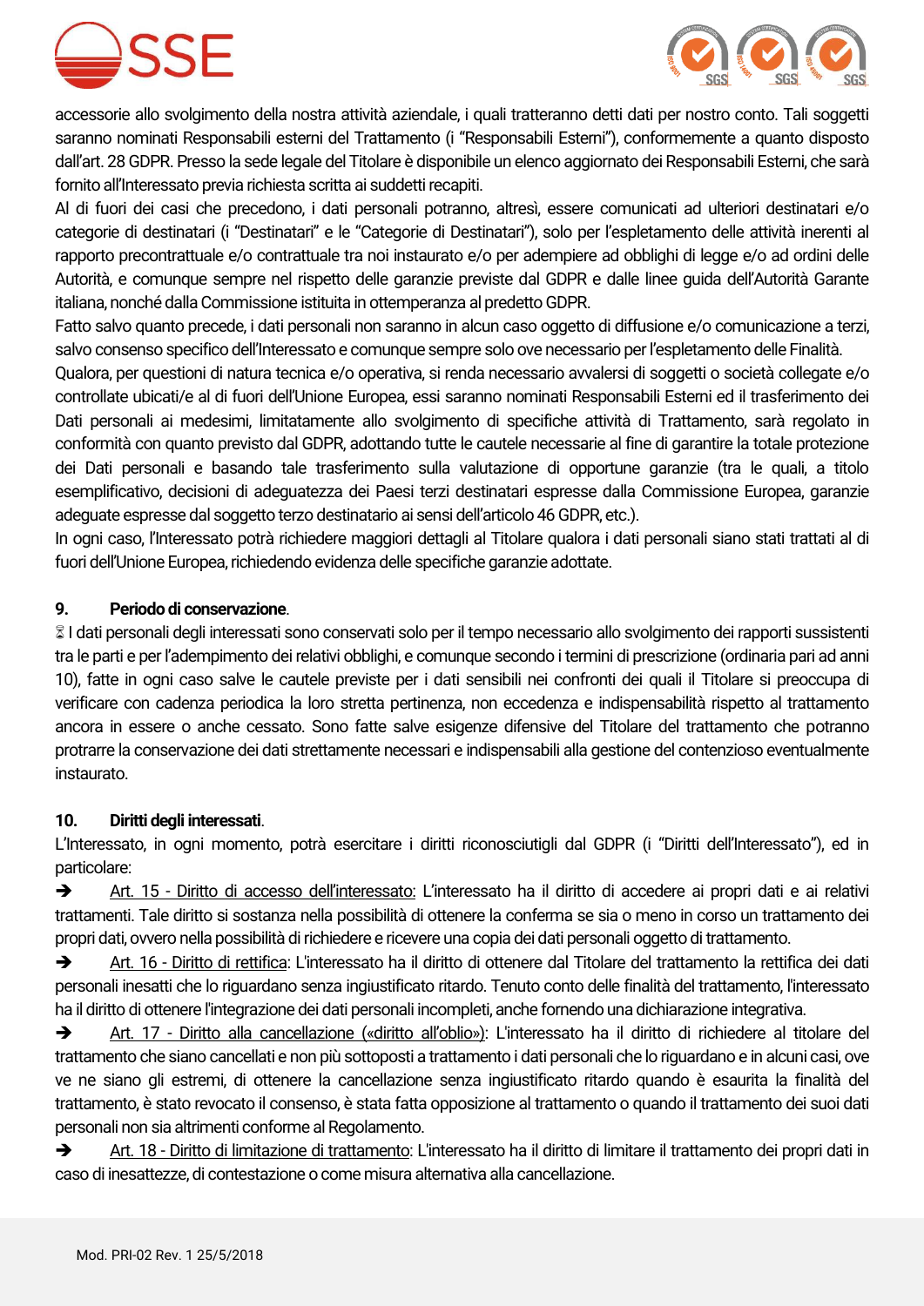accessorie allo svolgimento della nostra attività aziendale, i quali tratteranno detti dati per nostro conto. Tali soggetti saranno nominati Responsabili esterni del Trattamento (i "Responsabili Esterni"), conformemente a quanto disposto dall'art. 28 GDPR. Presso la sede legale del Titolare è disponibile un elenco aggiornato dei Responsabili Esterni, che sarà fornito all'Interessato previa richiesta scritta ai suddetti recapiti.

Al di fuori dei casi che precedono, i dati personali potranno, altresì, essere comunicati ad ulteriori destinatari e/o categorie di destinatari (i "Destinatari" e le "Categorie di Destinatari"), solo per l'espletamento delle attività inerenti al rapporto precontrattuale e/o contrattuale tra noi instaurato e/o per adempiere ad obblighi di legge e/o ad ordini delle Autorità, e comunque sempre nel rispetto delle garanzie previste dal GDPR e dalle linee guida dell'Autorità Garante italiana, nonché dalla Commissione istituita in ottemperanza al predetto GDPR.

Fatto salvo quanto precede, i dati personali non saranno in alcun caso oggetto di diffusione e/o comunicazione a terzi, salvo consenso specifico dell'Interessato e comunque sempre solo ove necessario per l'espletamento delle Finalità.

Qualora, per questioni di natura tecnica e/o operativa, si renda necessario avvalersi di soggetti o società collegate e/o controllate ubicati/e al di fuori dell'Unione Europea, essi saranno nominati Responsabili Esterni ed il trasferimento dei Dati personali ai medesimi, limitatamente allo svolgimento di specifiche attività di Trattamento, sarà regolato in conformità con quanto previsto dal GDPR, adottando tutte le cautele necessarie al fine di garantire la totale protezione dei Dati personali e basando tale trasferimento sulla valutazione di opportune garanzie (tra le quali, a titolo esemplificativo, decisioni di adeguatezza dei Paesi terzi destinatari espresse dalla Commissione Europea, garanzie adeguate espresse dal soggetto terzo destinatario ai sensi dell'articolo 46 GDPR, etc.).

In ogni caso, l'Interessato potrà richiedere maggiori dettagli al Titolare qualora i dati personali siano stati trattati al di fuori dell'Unione Europea, richiedendo evidenza delle specifiche garanzie adottate.

**9. Periodo di conservazione**.

⌛ I dati personali degli interessati sono conservati solo per il tempo necessario allo svolgimento dei rapporti sussistenti tra le parti e per l'adempimento dei relativi obblighi, e comunque secondo i termini di prescrizione (ordinaria pari ad anni 10), fatte in ogni caso salve le cautele previste per i dati sensibili nei confronti dei quali il Titolare si preoccupa di verificare con cadenza periodica la loro stretta pertinenza, non eccedenza e indispensabilità rispetto al trattamento ancora in essere o anche cessato. Sono fatte salve esigenze difensive del Titolare del trattamento che potranno protrarre la conservazione dei dati strettamente necessari e indispensabili alla gestione del contenzioso eventualmente instaurato.

**10. Diritti degli interessati**.

L'Interessato, in ogni momento, potrà esercitare i diritti riconosciutigli dal GDPR (i "Diritti dell'Interessato"), ed in particolare:

➔ Art. 15 - Diritto di accesso dell'interessato: L'interessato ha il diritto di accedere ai propri dati e ai relativi trattamenti. Tale diritto si sostanza nella possibilità di ottenere la conferma se sia o meno in corso un trattamento dei propri dati, ovvero nella possibilità di richiedere e ricevere una copia dei dati personali oggetto di trattamento.

➔ Art. 16 - Diritto di rettifica: L'interessato ha il diritto di ottenere dal Titolare del trattamento la rettifica dei dati personali inesatti che lo riguardano senza ingiustificato ritardo. Tenuto conto delle finalità del trattamento, l'interessato ha il diritto di ottenere l'integrazione dei dati personali incompleti, anche fornendo una dichiarazione integrativa.

➔ Art. 17 - Diritto alla cancellazione («diritto all'oblio»): L'interessato ha il diritto di richiedere al titolare del trattamento che siano cancellati e non più sottoposti a trattamento i dati personali che lo riguardano e in alcuni casi, ove ve ne siano gli estremi, di ottenere la cancellazione senza ingiustificato ritardo quando è esaurita la finalità del trattamento, è stato revocato il consenso, è stata fatta opposizione al trattamento o quando il trattamento dei suoi dati personali non sia altrimenti conforme al Regolamento.

➔ Art. 18 - Diritto di limitazione di trattamento: L'interessato ha il diritto di limitare il trattamento dei propri dati in caso di inesattezze, di contestazione o come misura alternativa alla cancellazione.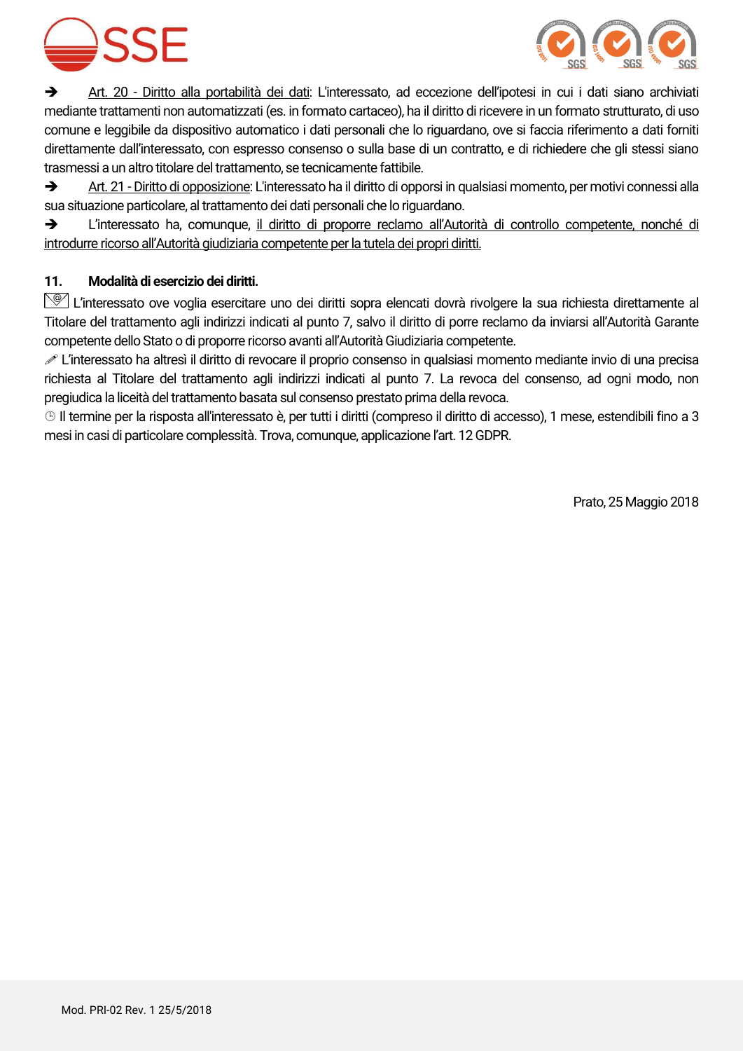➔ Art. 20 - Diritto alla portabilità dei dati: L'interessato, ad eccezione dell'ipotesi in cui i dati siano archiviati mediante trattamenti non automatizzati (es. in formato cartaceo), ha il diritto di ricevere in un formato strutturato, di uso comune e leggibile da dispositivo automatico i dati personali che lo riguardano, ove si faccia riferimento a dati forniti direttamente dall'interessato, con espresso consenso o sulla base di un contratto, e di richiedere che gli stessi siano trasmessi a un altro titolare del trattamento, se tecnicamente fattibile.

➔ Art. 21 - Diritto di opposizione: L'interessato ha il diritto di opporsi in qualsiasi momento, per motivi connessi alla sua situazione particolare, al trattamento dei dati personali che lo riguardano.

➔ L'interessato ha, comunque, il diritto di proporre reclamo all'Autorità di controllo competente, nonché di introdurre ricorso all'Autorità giudiziaria competente per la tutela dei propri diritti.

**11. Modalità di esercizio dei diritti.**

L'interessato ove voglia esercitare uno dei diritti sopra elencati dovrà rivolgere la sua richiesta direttamente al Titolare del trattamento agli indirizzi indicati al punto 7, salvo il diritto di porre reclamo da inviarsi all'Autorità Garante competente dello Stato o di proporre ricorso avanti all'Autorità Giudiziaria competente.

L'interessato ha altresì il diritto di revocare il proprio consenso in qualsiasi momento mediante invio di una precisa richiesta al Titolare del trattamento agli indirizzi indicati al punto 7. La revoca del consenso, ad ogni modo, non pregiudica la liceità del trattamento basata sul consenso prestato prima della revoca.

Il termine per la risposta all'interessato è, per tutti i diritti (compreso il diritto di accesso), 1 mese, estendibili fino a 3 mesi in casi di particolare complessità. Trova, comunque, applicazione l'art. 12 GDPR.

Prato, 25 Maggio 2018

Mod. PRI-02 Rev. 1 25/5/2018